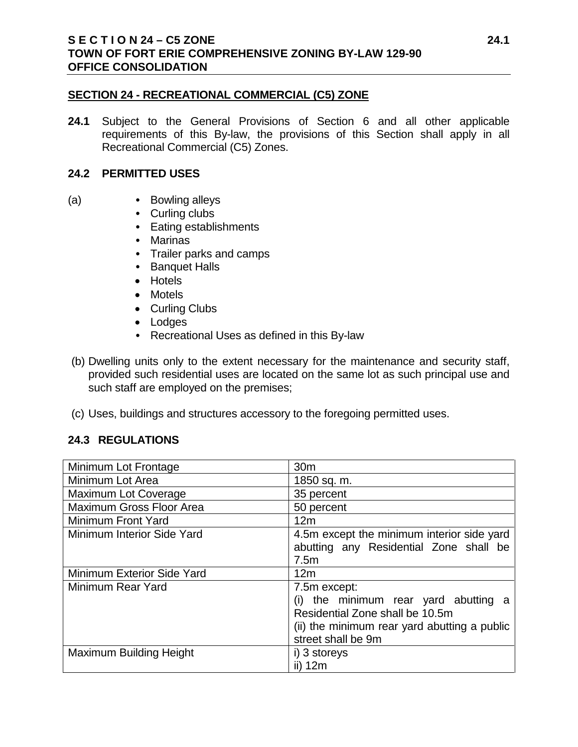## SECTION 24 - RECREATIONAL COMMERCIAL (C5) ZONE

**24.1** Subject to the General Provisions of Section 6 and all other applicable requirements of this By-law, the provisions of this Section shall apply in all Recreational Commercial (C5) Zones.

### 24.2 PERMITTED USES

(a)
- Bowling alleys
- Curling clubs
- Eating establishments
- Marinas
- Trailer parks and camps
- Banquet Halls
- Hotels
- Motels
- Curling Clubs
- Lodges
- Recreational Uses as defined in this By-law

(b) Dwelling units only to the extent necessary for the maintenance and security staff, provided such residential uses are located on the same lot as such principal use and such staff are employed on the premises;

(c) Uses, buildings and structures accessory to the foregoing permitted uses.

### 24.3 REGULATIONS

| | |
|---|---|
| Minimum Lot Frontage | 30m |
| Minimum Lot Area | 1850 sq. m. |
| Maximum Lot Coverage | 35 percent |
| Maximum Gross Floor Area | 50 percent |
| Minimum Front Yard | 12m |
| Minimum Interior Side Yard | 4.5m except the minimum interior side yard abutting any Residential Zone shall be 7.5m |
| Minimum Exterior Side Yard | 12m |
| Minimum Rear Yard | 7.5m except:<br>(i) the minimum rear yard abutting a Residential Zone shall be 10.5m<br>(ii) the minimum rear yard abutting a public street shall be 9m |
| Maximum Building Height | i) 3 storeys<br>ii) 12m |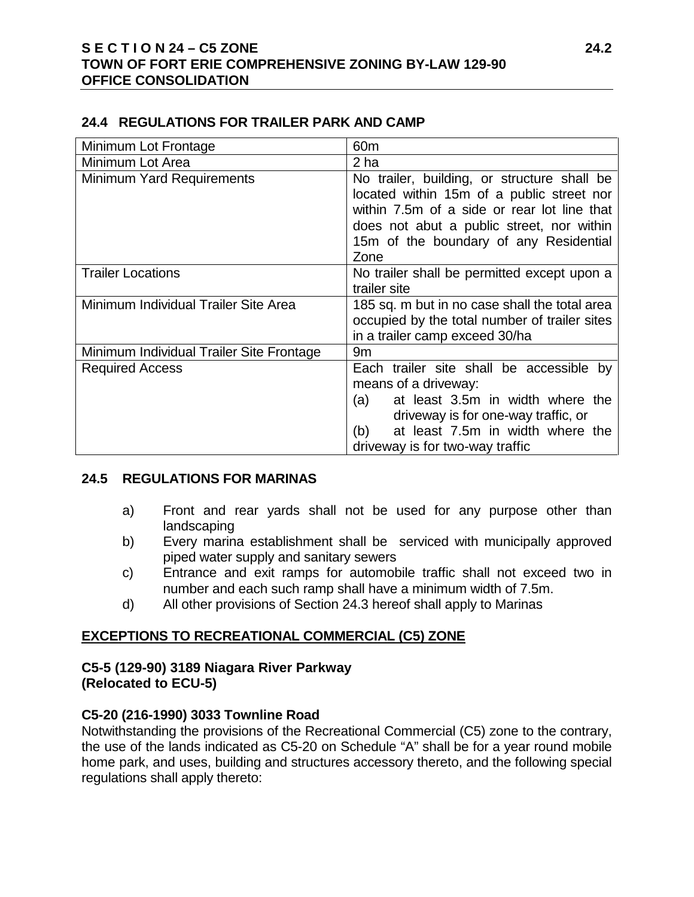## 24.4 REGULATIONS FOR TRAILER PARK AND CAMP

| | |
|---|---|
| Minimum Lot Frontage | 60m |
| Minimum Lot Area | 2 ha |
| Minimum Yard Requirements | No trailer, building, or structure shall be located within 15m of a public street nor within 7.5m of a side or rear lot line that does not abut a public street, nor within 15m of the boundary of any Residential Zone |
| Trailer Locations | No trailer shall be permitted except upon a trailer site |
| Minimum Individual Trailer Site Area | 185 sq. m but in no case shall the total area occupied by the total number of trailer sites in a trailer camp exceed 30/ha |
| Minimum Individual Trailer Site Frontage | 9m |
| Required Access | Each trailer site shall be accessible by means of a driveway: (a) at least 3.5m in width where the driveway is for one-way traffic, or (b) at least 7.5m in width where the driveway is for two-way traffic |

## 24.5 REGULATIONS FOR MARINAS

a) Front and rear yards shall not be used for any purpose other than landscaping
b) Every marina establishment shall be serviced with municipally approved piped water supply and sanitary sewers
c) Entrance and exit ramps for automobile traffic shall not exceed two in number and each such ramp shall have a minimum width of 7.5m.
d) All other provisions of Section 24.3 hereof shall apply to Marinas

## EXCEPTIONS TO RECREATIONAL COMMERCIAL (C5) ZONE

**C5-5 (129-90) 3189 Niagara River Parkway**
**(Relocated to ECU-5)**

**C5-20 (216-1990) 3033 Townline Road**
Notwithstanding the provisions of the Recreational Commercial (C5) zone to the contrary, the use of the lands indicated as C5-20 on Schedule "A" shall be for a year round mobile home park, and uses, building and structures accessory thereto, and the following special regulations shall apply thereto: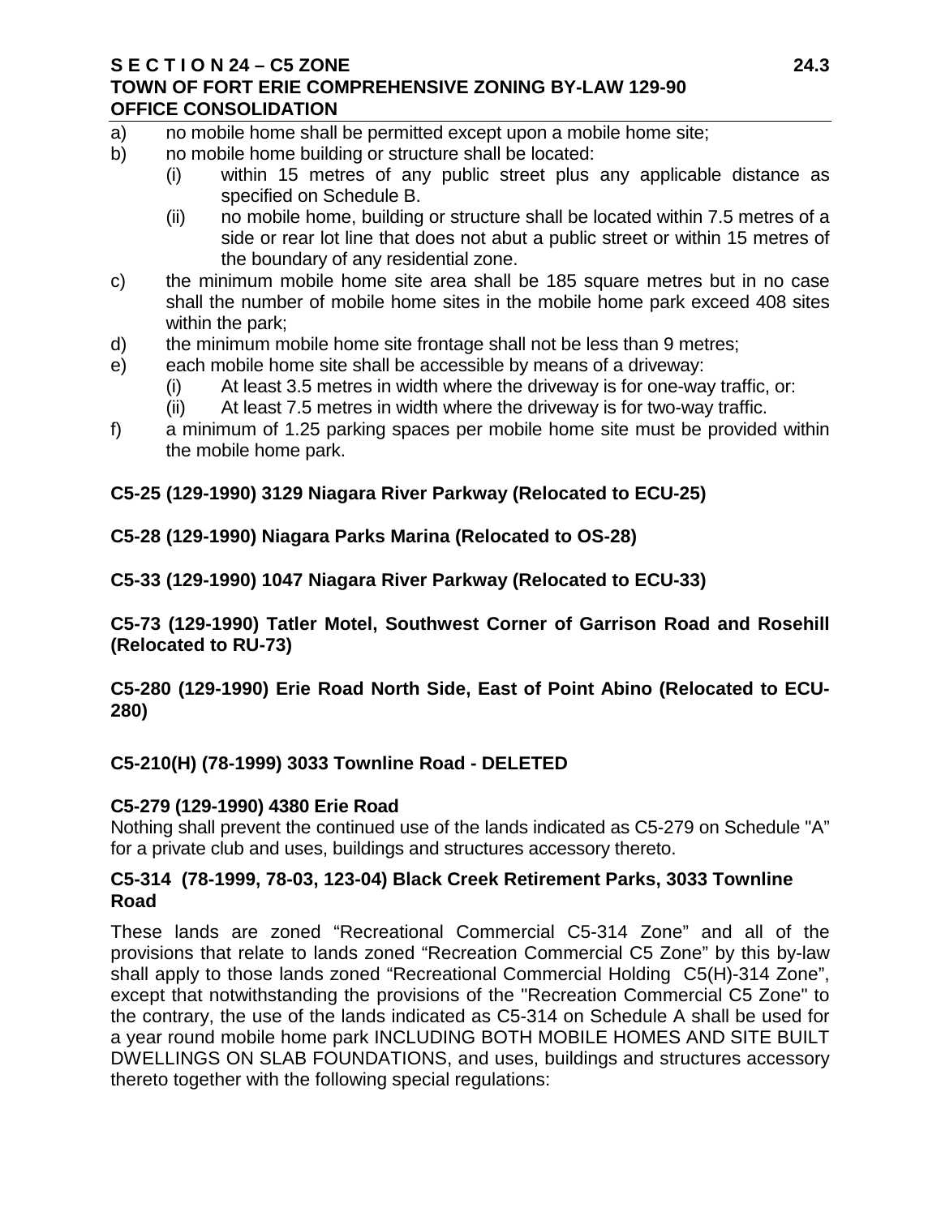a) no mobile home shall be permitted except upon a mobile home site;
b) no mobile home building or structure shall be located:
   (i) within 15 metres of any public street plus any applicable distance as specified on Schedule B.
   (ii) no mobile home, building or structure shall be located within 7.5 metres of a side or rear lot line that does not abut a public street or within 15 metres of the boundary of any residential zone.
c) the minimum mobile home site area shall be 185 square metres but in no case shall the number of mobile home sites in the mobile home park exceed 408 sites within the park;
d) the minimum mobile home site frontage shall not be less than 9 metres;
e) each mobile home site shall be accessible by means of a driveway:
   (i) At least 3.5 metres in width where the driveway is for one-way traffic, or:
   (ii) At least 7.5 metres in width where the driveway is for two-way traffic.
f) a minimum of 1.25 parking spaces per mobile home site must be provided within the mobile home park.

**C5-25 (129-1990) 3129 Niagara River Parkway (Relocated to ECU-25)**

**C5-28 (129-1990) Niagara Parks Marina (Relocated to OS-28)**

**C5-33 (129-1990) 1047 Niagara River Parkway (Relocated to ECU-33)**

**C5-73 (129-1990) Tatler Motel, Southwest Corner of Garrison Road and Rosehill (Relocated to RU-73)**

**C5-280 (129-1990) Erie Road North Side, East of Point Abino (Relocated to ECU-280)**

**C5-210(H) (78-1999) 3033 Townline Road - DELETED**

**C5-279 (129-1990) 4380 Erie Road**

Nothing shall prevent the continued use of the lands indicated as C5-279 on Schedule "A" for a private club and uses, buildings and structures accessory thereto.

**C5-314 (78-1999, 78-03, 123-04) Black Creek Retirement Parks, 3033 Townline Road**

These lands are zoned "Recreational Commercial C5-314 Zone" and all of the provisions that relate to lands zoned "Recreation Commercial C5 Zone" by this by-law shall apply to those lands zoned "Recreational Commercial Holding C5(H)-314 Zone", except that notwithstanding the provisions of the "Recreation Commercial C5 Zone" to the contrary, the use of the lands indicated as C5-314 on Schedule A shall be used for a year round mobile home park INCLUDING BOTH MOBILE HOMES AND SITE BUILT DWELLINGS ON SLAB FOUNDATIONS, and uses, buildings and structures accessory thereto together with the following special regulations: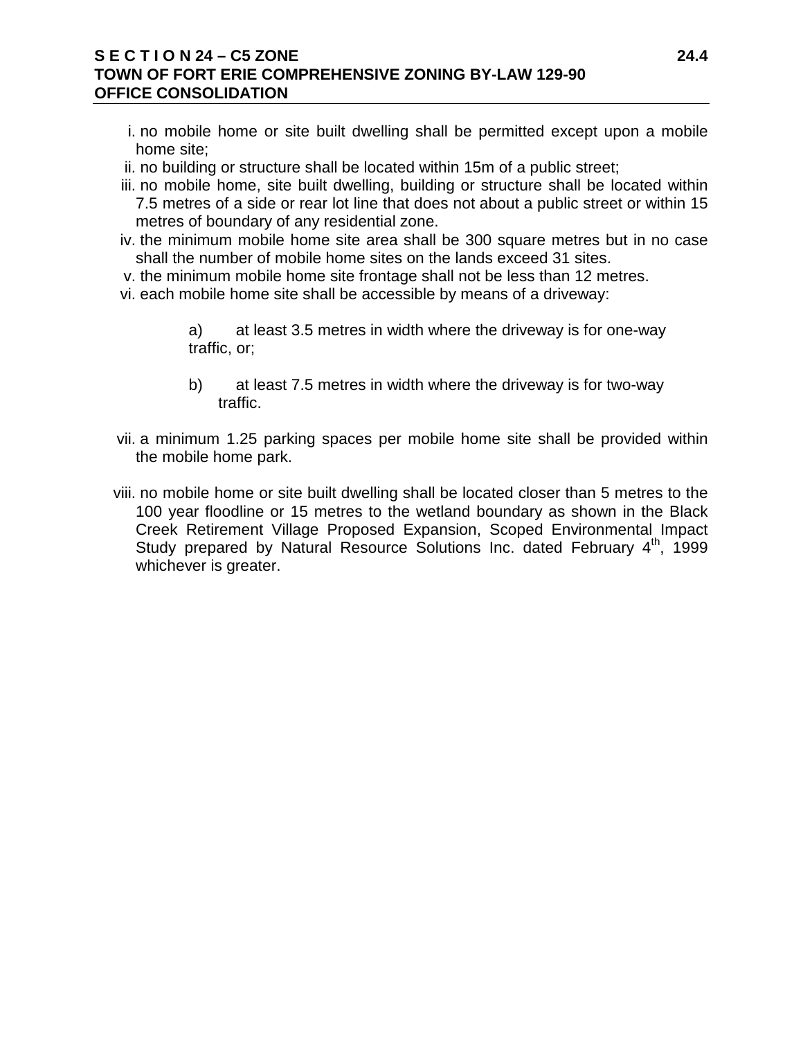i. no mobile home or site built dwelling shall be permitted except upon a mobile home site;

ii. no building or structure shall be located within 15m of a public street;

iii. no mobile home, site built dwelling, building or structure shall be located within 7.5 metres of a side or rear lot line that does not about a public street or within 15 metres of boundary of any residential zone.

iv. the minimum mobile home site area shall be 300 square metres but in no case shall the number of mobile home sites on the lands exceed 31 sites.

v. the minimum mobile home site frontage shall not be less than 12 metres.

vi. each mobile home site shall be accessible by means of a driveway:

a) at least 3.5 metres in width where the driveway is for one-way traffic, or;

b) at least 7.5 metres in width where the driveway is for two-way traffic.

vii. a minimum 1.25 parking spaces per mobile home site shall be provided within the mobile home park.

viii. no mobile home or site built dwelling shall be located closer than 5 metres to the 100 year floodline or 15 metres to the wetland boundary as shown in the Black Creek Retirement Village Proposed Expansion, Scoped Environmental Impact Study prepared by Natural Resource Solutions Inc. dated February 4th, 1999 whichever is greater.